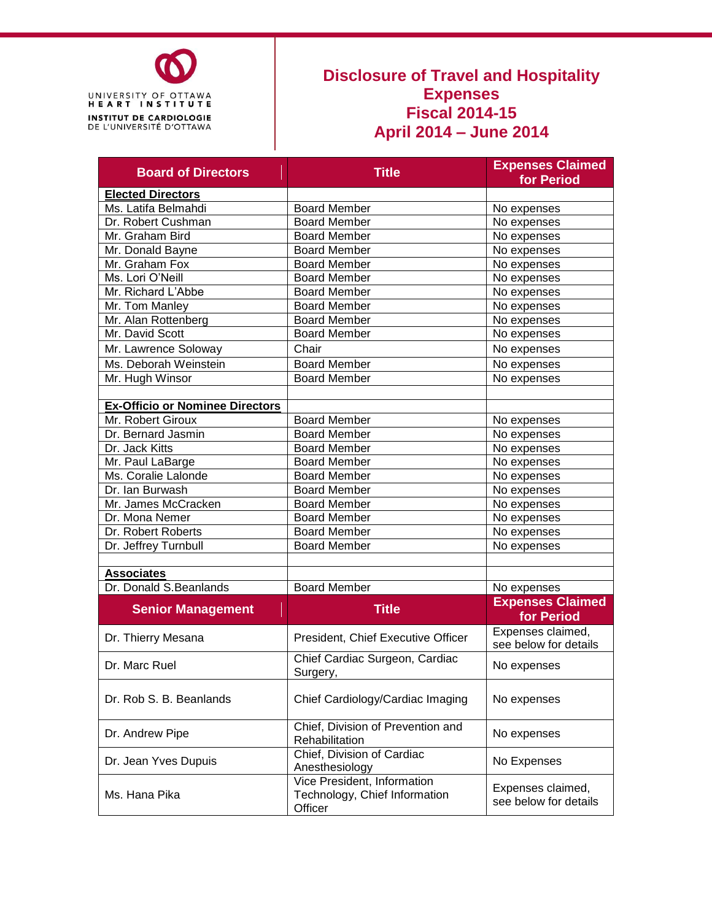UNIVERSITY OF OTTAWA HEART INSTITUTE
INSTITUT DE CARDIOLOGIE DE L'UNIVERSITÉ D'OTTAWA

# Disclosure of Travel and Hospitality Expenses
## Fiscal 2014-15
## April 2014 – June 2014

| Board of Directors | Title | Expenses Claimed for Period |
|---|---|---|
| **Elected Directors** | | |
| Ms. Latifa Belmahdi | Board Member | No expenses |
| Dr. Robert Cushman | Board Member | No expenses |
| Mr. Graham Bird | Board Member | No expenses |
| Mr. Donald Bayne | Board Member | No expenses |
| Mr. Graham Fox | Board Member | No expenses |
| Ms. Lori O'Neill | Board Member | No expenses |
| Mr. Richard L'Abbe | Board Member | No expenses |
| Mr. Tom Manley | Board Member | No expenses |
| Mr. Alan Rottenberg | Board Member | No expenses |
| Mr. David Scott | Board Member | No expenses |
| Mr. Lawrence Soloway | Chair | No expenses |
| Ms. Deborah Weinstein | Board Member | No expenses |
| Mr. Hugh Winsor | Board Member | No expenses |
| | | |
| **Ex-Officio or Nominee Directors** | | |
| Mr. Robert Giroux | Board Member | No expenses |
| Dr. Bernard Jasmin | Board Member | No expenses |
| Dr. Jack Kitts | Board Member | No expenses |
| Mr. Paul LaBarge | Board Member | No expenses |
| Ms. Coralie Lalonde | Board Member | No expenses |
| Dr. Ian Burwash | Board Member | No expenses |
| Mr. James McCracken | Board Member | No expenses |
| Dr. Mona Nemer | Board Member | No expenses |
| Dr. Robert Roberts | Board Member | No expenses |
| Dr. Jeffrey Turnbull | Board Member | No expenses |
| | | |
| **Associates** | | |
| Dr. Donald S.Beanlands | Board Member | No expenses |
| **Senior Management** | **Title** | **Expenses Claimed for Period** |
| Dr. Thierry Mesana | President, Chief Executive Officer | Expenses claimed, see below for details |
| Dr. Marc Ruel | Chief Cardiac Surgeon, Cardiac Surgery, | No expenses |
| Dr. Rob S. B. Beanlands | Chief Cardiology/Cardiac Imaging | No expenses |
| Dr. Andrew Pipe | Chief, Division of Prevention and Rehabilitation | No expenses |
| Dr. Jean Yves Dupuis | Chief, Division of Cardiac Anesthesiology | No Expenses |
| Ms. Hana Pika | Vice President, Information Technology, Chief Information Officer | Expenses claimed, see below for details |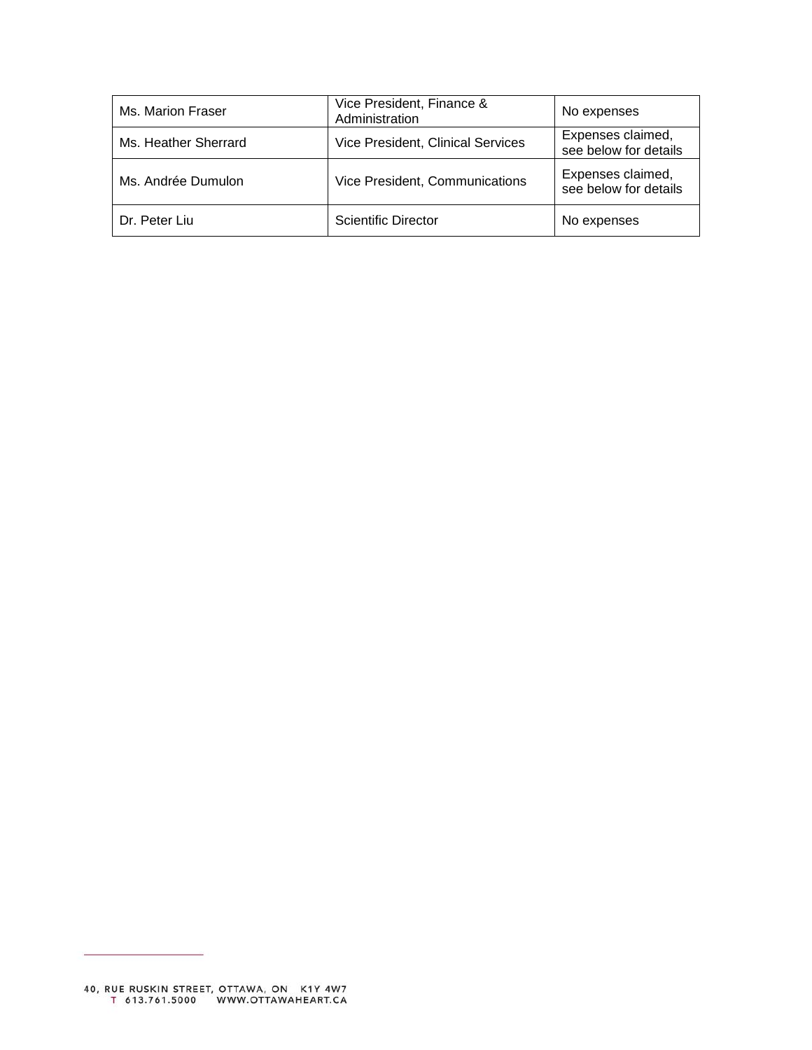| | | |
|---|---|---|
| Ms. Marion Fraser | Vice President, Finance & Administration | No expenses |
| Ms. Heather Sherrard | Vice President, Clinical Services | Expenses claimed, see below for details |
| Ms. Andrée Dumulon | Vice President, Communications | Expenses claimed, see below for details |
| Dr. Peter Liu | Scientific Director | No expenses |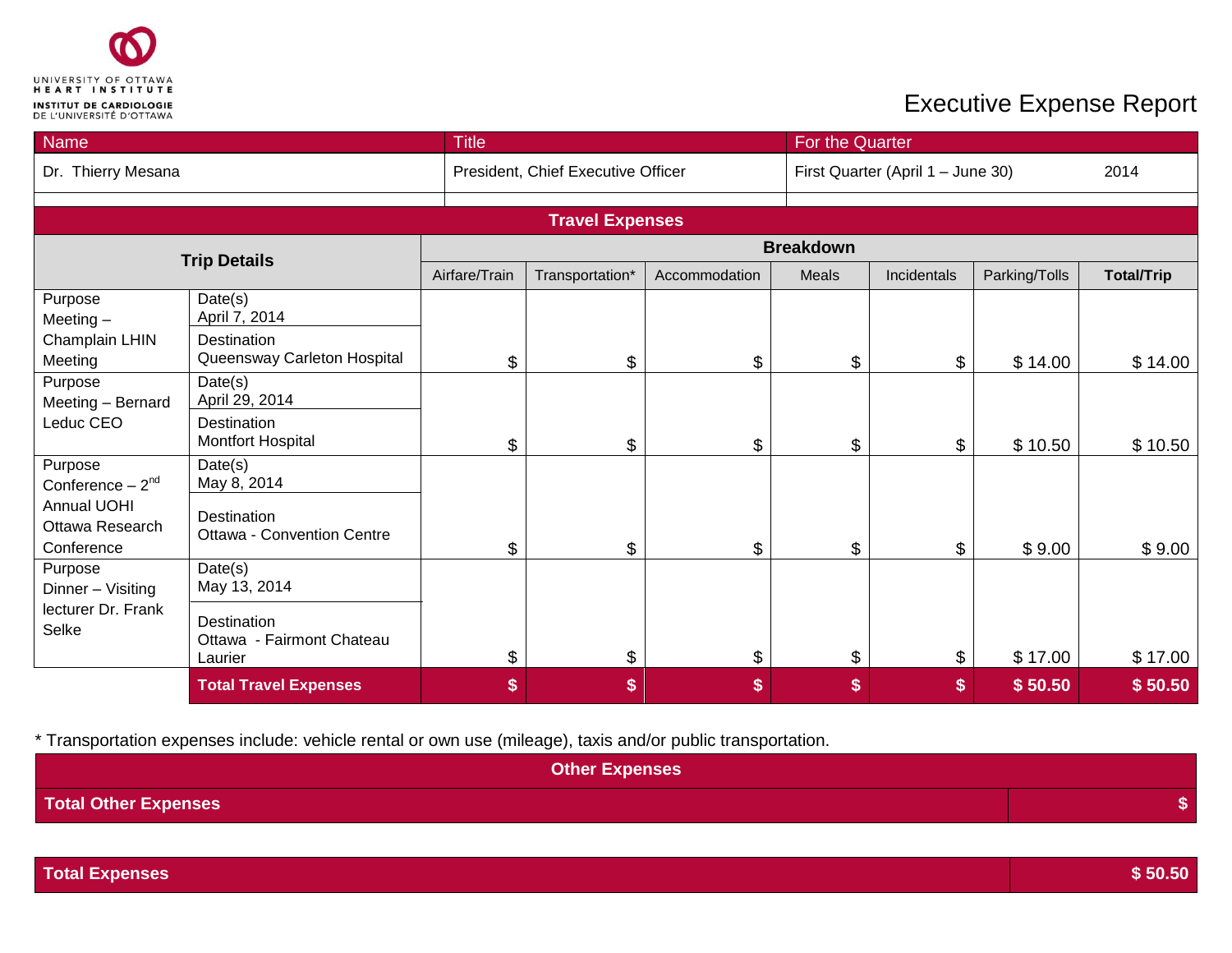UNIVERSITY OF OTTAWA HEART INSTITUTE
INSTITUT DE CARDIOLOGIE DE L'UNIVERSITÉ D'OTTAWA

# Executive Expense Report

| Name | Title | For the Quarter |
|---|---|---|
| Dr. Thierry Mesana | President, Chief Executive Officer | First Quarter (April 1 – June 30) 2014 |

## Travel Expenses

| Trip Details | | Breakdown | | | | | | |
|---|---|---|---|---|---|---|---|---|
| | | Airfare/Train | Transportation* | Accommodation | Meals | Incidentals | Parking/Tolls | **Total/Trip** |
| Purpose: Meeting – Champlain LHIN Meeting | Date(s): April 7, 2014<br>Destination: Queensway Carleton Hospital | $ | $ | $ | $ | $ | $ 14.00 | $ 14.00 |
| Purpose: Meeting – Bernard Leduc CEO | Date(s): April 29, 2014<br>Destination: Montfort Hospital | $ | $ | $ | $ | $ | $ 10.50 | $ 10.50 |
| Purpose: Conference – 2nd Annual UOHI Ottawa Research Conference | Date(s): May 8, 2014<br>Destination: Ottawa - Convention Centre | $ | $ | $ | $ | $ | $ 9.00 | $ 9.00 |
| Purpose: Dinner – Visiting lecturer Dr. Frank Selke | Date(s): May 13, 2014<br>Destination: Ottawa - Fairmont Chateau Laurier | $ | $ | $ | $ | $ | $ 17.00 | $ 17.00 |
| | **Total Travel Expenses** | **$** | **$** | **$** | **$** | **$** | **$ 50.50** | **$ 50.50** |

* Transportation expenses include: vehicle rental or own use (mileage), taxis and/or public transportation.

## Other Expenses

| **Total Other Expenses** | **$** |
|---|---|

| **Total Expenses** | **$ 50.50** |
|---|---|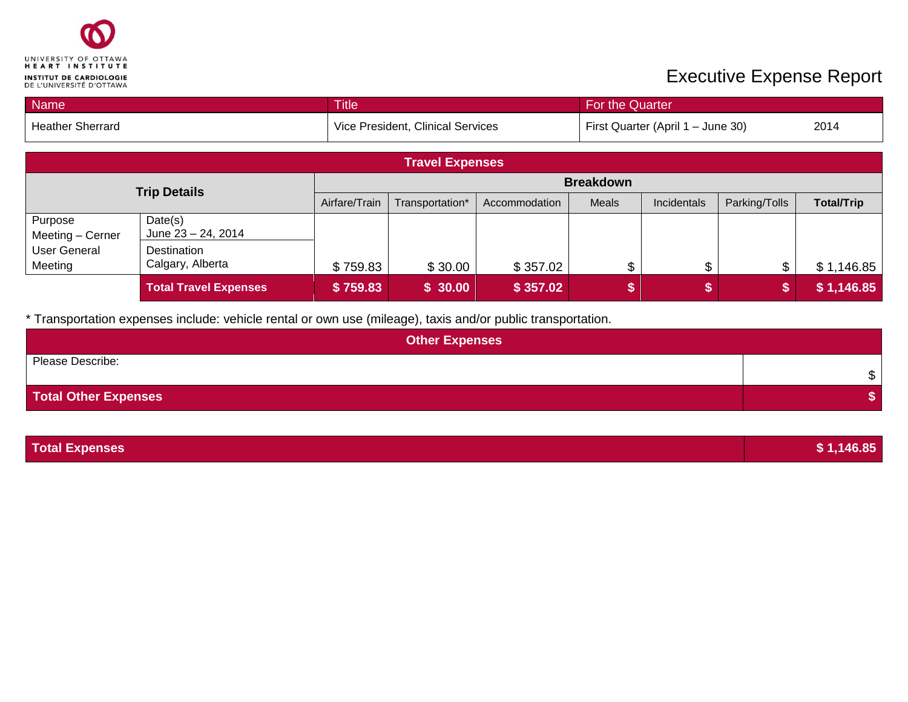UNIVERSITY OF OTTAWA HEART INSTITUTE

INSTITUT DE CARDIOLOGIE DE L'UNIVERSITÉ D'OTTAWA

# Executive Expense Report

| Name | Title | For the Quarter | |
|---|---|---|---|
| Heather Sherrard | Vice President, Clinical Services | First Quarter (April 1 – June 30) | 2014 |

| Travel Expenses | | | | | | | | |
|---|---|---|---|---|---|---|---|---|
| **Trip Details** | | **Breakdown** | | | | | | |
| | | Airfare/Train | Transportation* | Accommodation | Meals | Incidentals | Parking/Tolls | **Total/Trip** |
| Purpose<br>Meeting – Cerner User General Meeting | Date(s)<br>June 23 – 24, 2014<br>Destination<br>Calgary, Alberta | $ 759.83 | $ 30.00 | $ 357.02 | $ | $ | $ | $ 1,146.85 |
| | **Total Travel Expenses** | **$ 759.83** | **$ 30.00** | **$ 357.02** | **$** | **$** | **$** | **$ 1,146.85** |

* Transportation expenses include: vehicle rental or own use (mileage), taxis and/or public transportation.

| Other Expenses | |
|---|---|
| Please Describe: | $ |
| **Total Other Expenses** | **$** |

| | |
|---|---|
| **Total Expenses** | **$ 1,146.85** |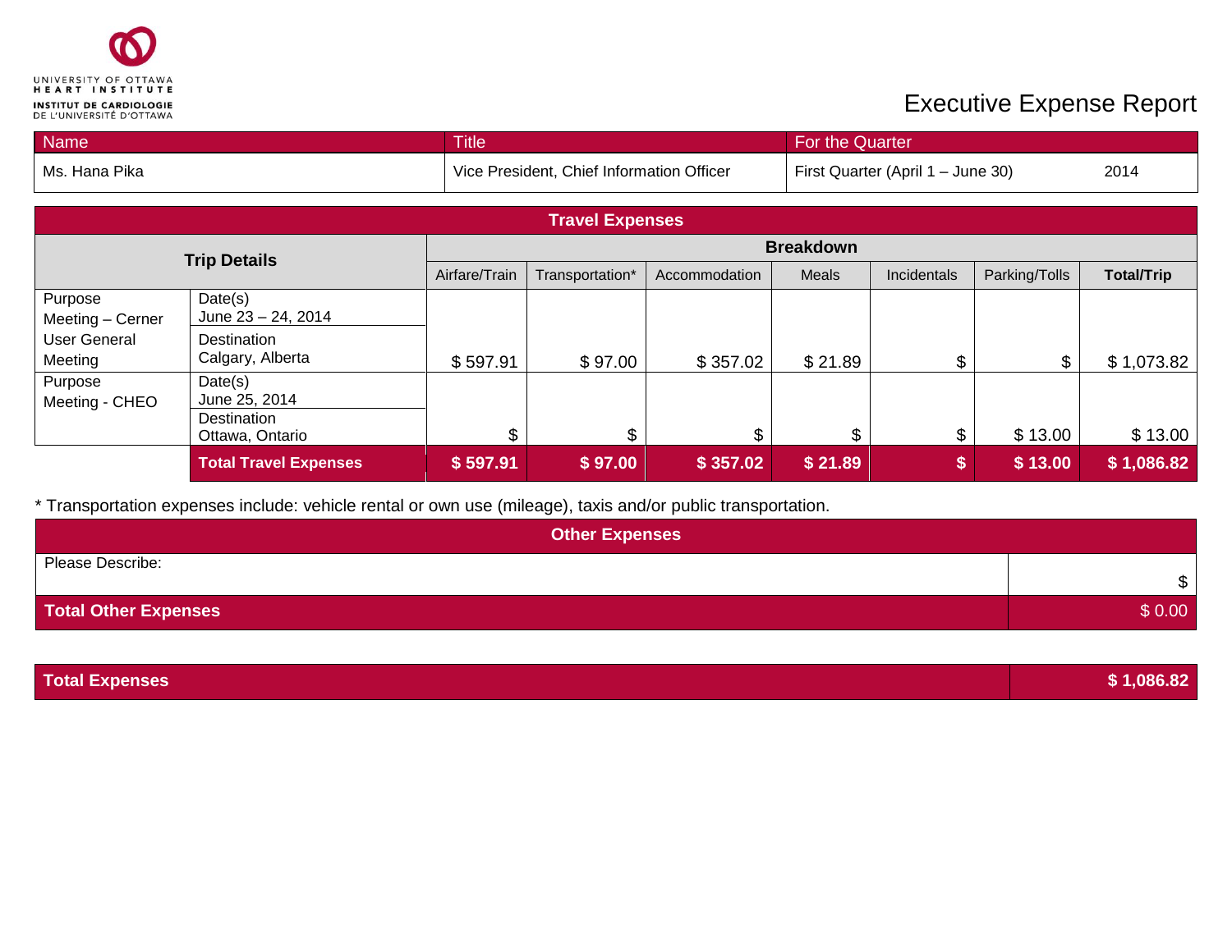UNIVERSITY OF OTTAWA HEART INSTITUTE
INSTITUT DE CARDIOLOGIE DE L'UNIVERSITÉ D'OTTAWA

# Executive Expense Report

| Name | Title | For the Quarter |
|---|---|---|
| Ms. Hana Pika | Vice President, Chief Information Officer | First Quarter (April 1 – June 30) 2014 |

| Travel Expenses | | | | | | | | |
|---|---|---|---|---|---|---|---|---|
| **Trip Details** | | **Breakdown** | | | | | | |
| | | Airfare/Train | Transportation* | Accommodation | Meals | Incidentals | Parking/Tolls | **Total/Trip** |
| Purpose Meeting – Cerner User General Meeting | Date(s) June 23 – 24, 2014 Destination Calgary, Alberta | $ 597.91 | $ 97.00 | $ 357.02 | $ 21.89 | $ | $ | $ 1,073.82 |
| Purpose Meeting - CHEO | Date(s) June 25, 2014 Destination Ottawa, Ontario | $ | $ | $ | $ | $ | $ 13.00 | $ 13.00 |
| | **Total Travel Expenses** | **$ 597.91** | **$ 97.00** | **$ 357.02** | **$ 21.89** | **$** | **$ 13.00** | **$ 1,086.82** |

* Transportation expenses include: vehicle rental or own use (mileage), taxis and/or public transportation.

| Other Expenses | |
|---|---|
| Please Describe: | $ |
| **Total Other Expenses** | $ 0.00 |

| **Total Expenses** | **$ 1,086.82** |
|---|---|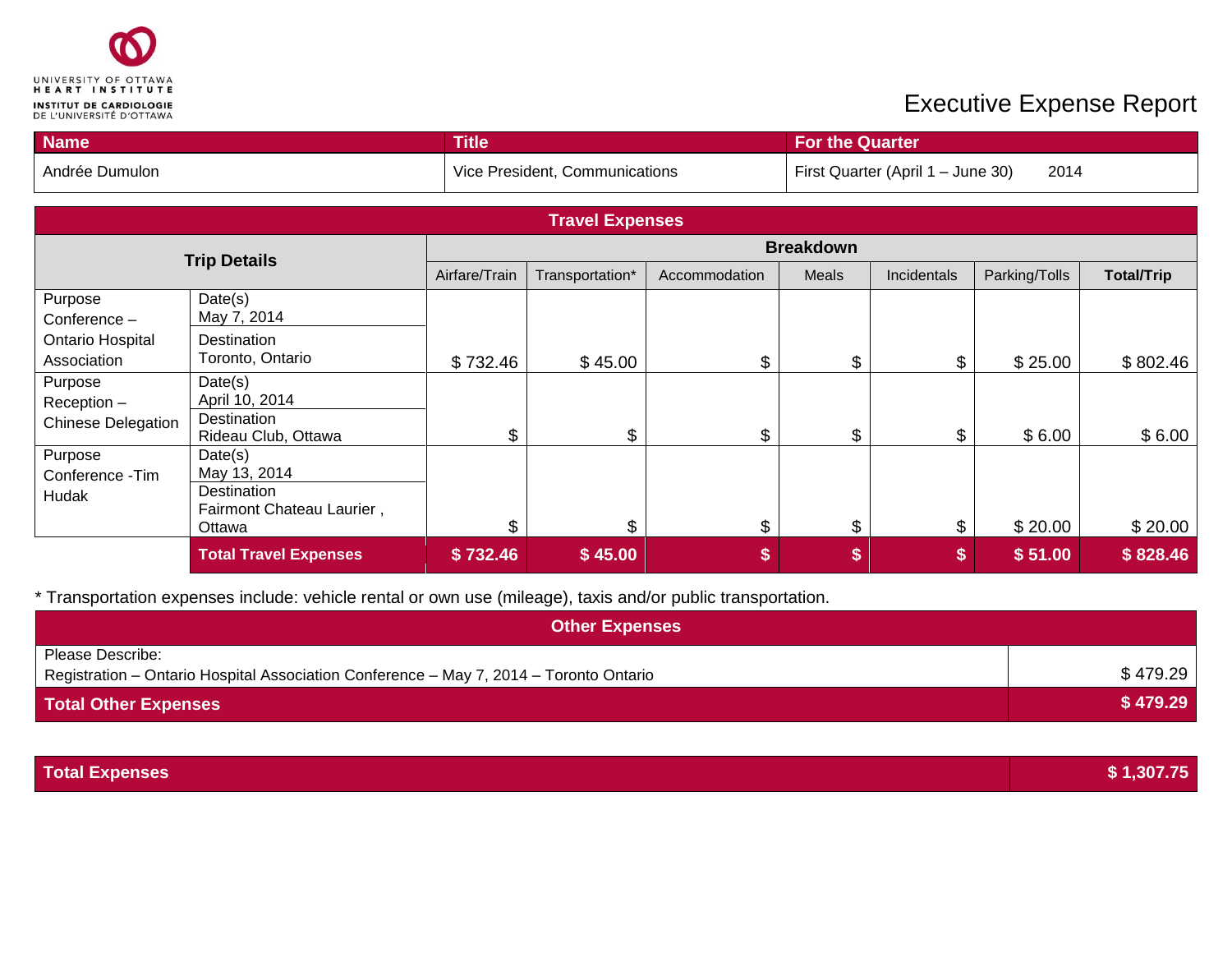UNIVERSITY OF OTTAWA HEART INSTITUTE
INSTITUT DE CARDIOLOGIE DE L'UNIVERSITÉ D'OTTAWA

# Executive Expense Report

| Name | Title | For the Quarter |
|---|---|---|
| Andrée Dumulon | Vice President, Communications | First Quarter (April 1 – June 30) 2014 |

## Travel Expenses

| Trip Details | | Breakdown | | | | | | |
|---|---|---|---|---|---|---|---|---|
| | | Airfare/Train | Transportation* | Accommodation | Meals | Incidentals | Parking/Tolls | Total/Trip |
| Purpose<br>Conference – Ontario Hospital Association | Date(s)<br>May 7, 2014<br>Destination<br>Toronto, Ontario | $ 732.46 | $ 45.00 | $ | $ | $ | $ 25.00 | $ 802.46 |
| Purpose<br>Reception – Chinese Delegation | Date(s)<br>April 10, 2014<br>Destination<br>Rideau Club, Ottawa | $ | $ | $ | $ | $ | $ 6.00 | $ 6.00 |
| Purpose<br>Conference -Tim Hudak | Date(s)<br>May 13, 2014<br>Destination<br>Fairmont Chateau Laurier , Ottawa | $ | $ | $ | $ | $ | $ 20.00 | $ 20.00 |
| | **Total Travel Expenses** | **$ 732.46** | **$ 45.00** | **$** | **$** | **$** | **$ 51.00** | **$ 828.46** |

* Transportation expenses include: vehicle rental or own use (mileage), taxis and/or public transportation.

## Other Expenses

| Please Describe: | |
|---|---|
| Registration – Ontario Hospital Association Conference – May 7, 2014 – Toronto Ontario | $ 479.29 |
| **Total Other Expenses** | **$ 479.29** |

| | |
|---|---|
| **Total Expenses** | **$ 1,307.75** |